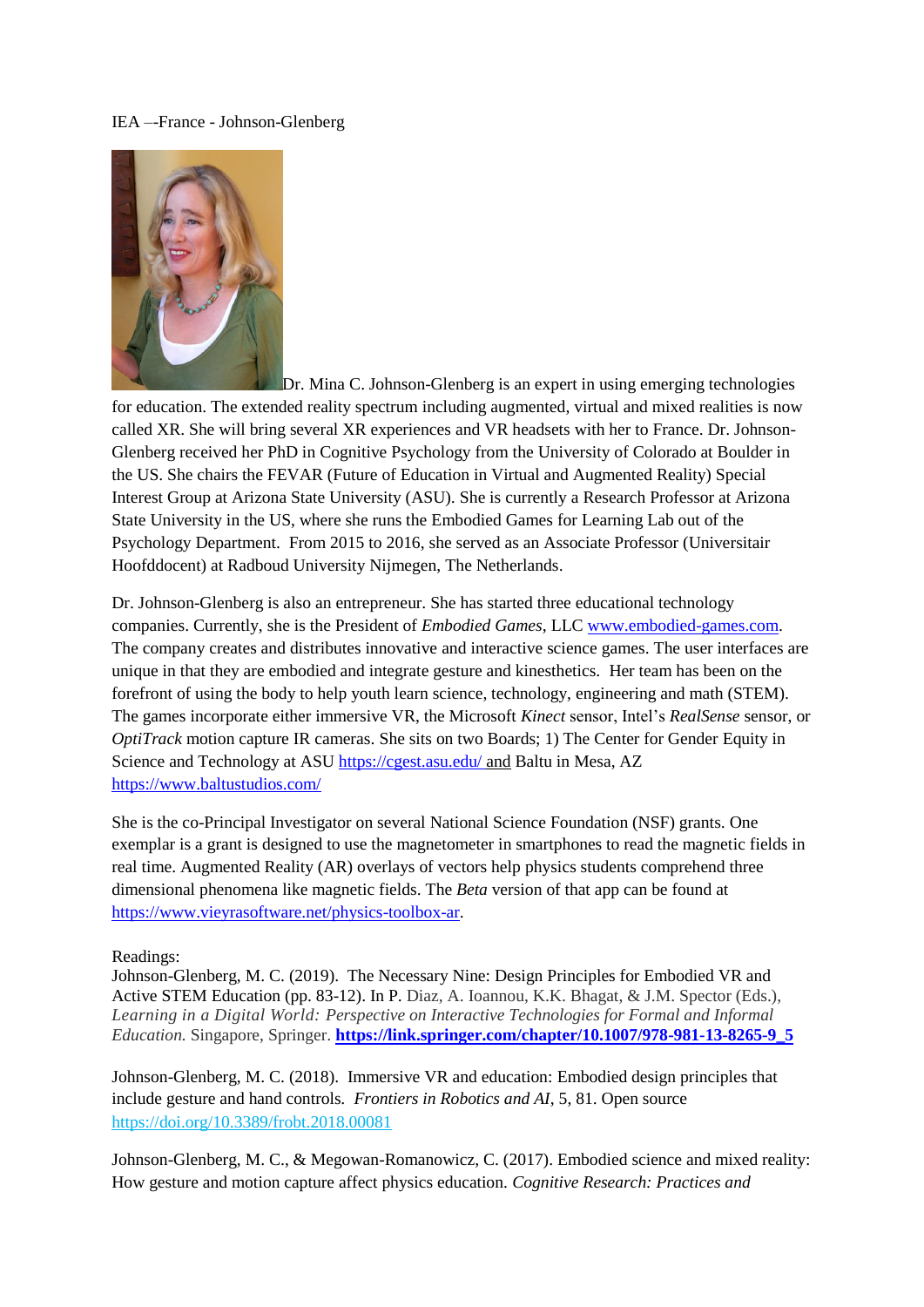IEA –-France - Johnson-Glenberg

Dr. Mina C. Johnson-Glenberg is an expert in using emerging technologies for education. The extended reality spectrum including augmented, virtual and mixed realities is now called XR. She will bring several XR experiences and VR headsets with her to France. Dr. Johnson-Glenberg received her PhD in Cognitive Psychology from the University of Colorado at Boulder in the US. She chairs the FEVAR (Future of Education in Virtual and Augmented Reality) Special Interest Group at Arizona State University (ASU). She is currently a Research Professor at Arizona State University in the US, where she runs the Embodied Games for Learning Lab out of the Psychology Department. From 2015 to 2016, she served as an Associate Professor (Universitair Hoofddocent) at Radboud University Nijmegen, The Netherlands.

Dr. Johnson-Glenberg is also an entrepreneur. She has started three educational technology companies. Currently, she is the President of *Embodied Games*, LLC www.embodied-games.com. The company creates and distributes innovative and interactive science games. The user interfaces are unique in that they are embodied and integrate gesture and kinesthetics. Her team has been on the forefront of using the body to help youth learn science, technology, engineering and math (STEM). The games incorporate either immersive VR, the Microsoft *Kinect* sensor, Intel's *RealSense* sensor, or *OptiTrack* motion capture IR cameras. She sits on two Boards; 1) The Center for Gender Equity in Science and Technology at ASU https://cgest.asu.edu/ and Baltu in Mesa, AZ https://www.baltustudios.com/

She is the co-Principal Investigator on several National Science Foundation (NSF) grants. One exemplar is a grant is designed to use the magnetometer in smartphones to read the magnetic fields in real time. Augmented Reality (AR) overlays of vectors help physics students comprehend three dimensional phenomena like magnetic fields. The *Beta* version of that app can be found at https://www.vieyrasoftware.net/physics-toolbox-ar.

Readings:
Johnson-Glenberg, M. C. (2019). The Necessary Nine: Design Principles for Embodied VR and Active STEM Education (pp. 83-12). In P. Diaz, A. Ioannou, K.K. Bhagat, & J.M. Spector (Eds.), *Learning in a Digital World: Perspective on Interactive Technologies for Formal and Informal Education.* Singapore, Springer. **https://link.springer.com/chapter/10.1007/978-981-13-8265-9_5**

Johnson-Glenberg, M. C. (2018). Immersive VR and education: Embodied design principles that include gesture and hand controls. *Frontiers in Robotics and AI*, 5, 81. Open source https://doi.org/10.3389/frobt.2018.00081

Johnson-Glenberg, M. C., & Megowan-Romanowicz, C. (2017). Embodied science and mixed reality: How gesture and motion capture affect physics education. *Cognitive Research: Practices and*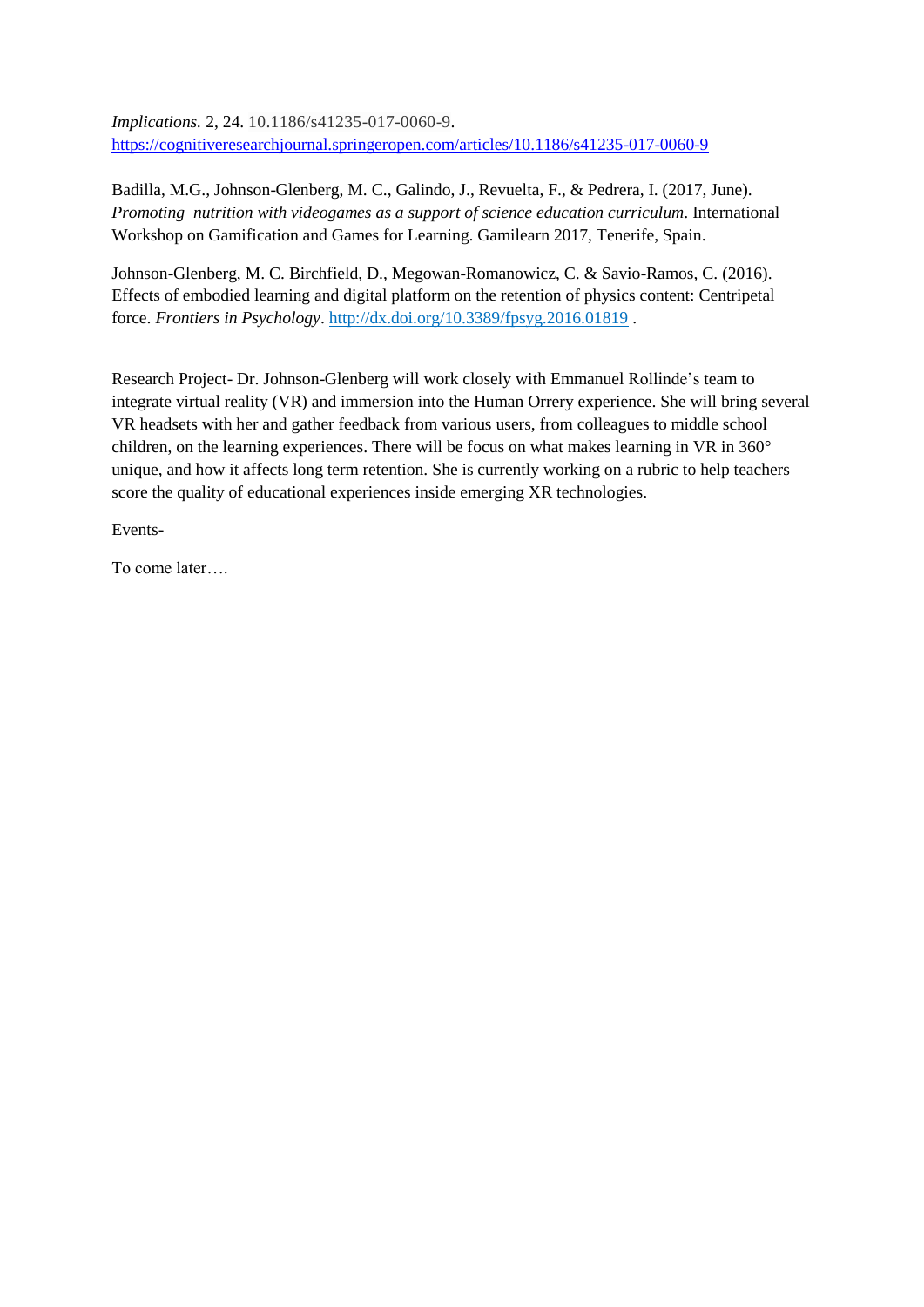*Implications.* 2, 24. 10.1186/s41235-017-0060-9. https://cognitiveresearchjournal.springeropen.com/articles/10.1186/s41235-017-0060-9

Badilla, M.G., Johnson-Glenberg, M. C., Galindo, J., Revuelta, F., & Pedrera, I. (2017, June). *Promoting nutrition with videogames as a support of science education curriculum*. International Workshop on Gamification and Games for Learning. Gamilearn 2017, Tenerife, Spain.

Johnson-Glenberg, M. C. Birchfield, D., Megowan-Romanowicz, C. & Savio-Ramos, C. (2016). Effects of embodied learning and digital platform on the retention of physics content: Centripetal force. *Frontiers in Psychology*. http://dx.doi.org/10.3389/fpsyg.2016.01819 .

Research Project- Dr. Johnson-Glenberg will work closely with Emmanuel Rollinde's team to integrate virtual reality (VR) and immersion into the Human Orrery experience. She will bring several VR headsets with her and gather feedback from various users, from colleagues to middle school children, on the learning experiences. There will be focus on what makes learning in VR in 360° unique, and how it affects long term retention. She is currently working on a rubric to help teachers score the quality of educational experiences inside emerging XR technologies.

Events-

To come later….